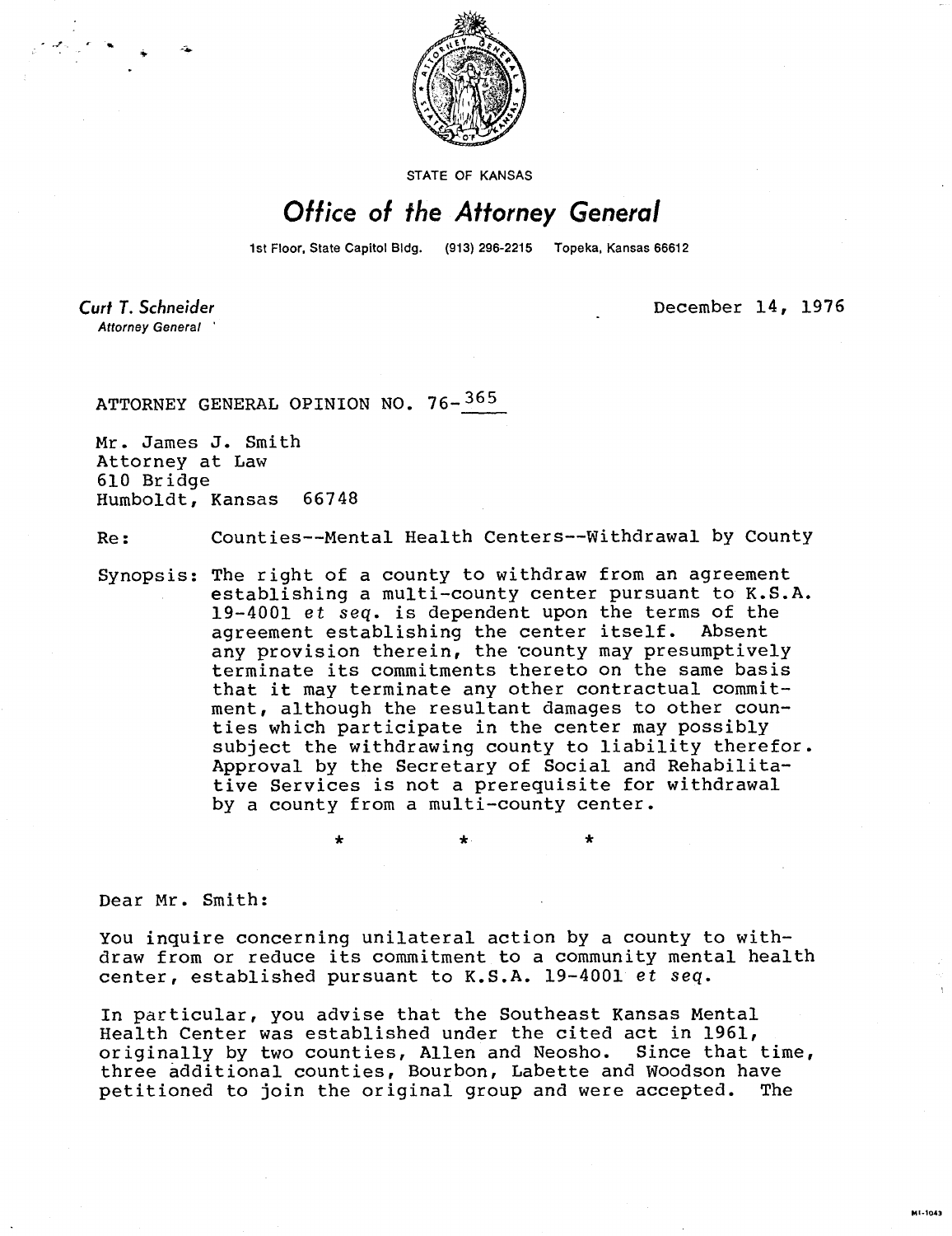STATE OF KANSAS

# Office of the Attorney General

1st Floor, State Capitol Bldg. (913) 296-2215 Topeka, Kansas 66612

*Curt T. Schneider*
*Attorney General*

December 14, 1976

ATTORNEY GENERAL OPINION NO. 76-365

Mr. James J. Smith
Attorney at Law
610 Bridge
Humboldt, Kansas 66748

Re: Counties--Mental Health Centers--Withdrawal by County

Synopsis: The right of a county to withdraw from an agreement establishing a multi-county center pursuant to K.S.A. 19-4001 *et seq.* is dependent upon the terms of the agreement establishing the center itself. Absent any provision therein, the county may presumptively terminate its commitments thereto on the same basis that it may terminate any other contractual commitment, although the resultant damages to other counties which participate in the center may possibly subject the withdrawing county to liability therefor. Approval by the Secretary of Social and Rehabilitative Services is not a prerequisite for withdrawal by a county from a multi-county center.

\* \* \*

Dear Mr. Smith:

You inquire concerning unilateral action by a county to withdraw from or reduce its commitment to a community mental health center, established pursuant to K.S.A. 19-4001 *et seq.*

In particular, you advise that the Southeast Kansas Mental Health Center was established under the cited act in 1961, originally by two counties, Allen and Neosho. Since that time, three additional counties, Bourbon, Labette and Woodson have petitioned to join the original group and were accepted. The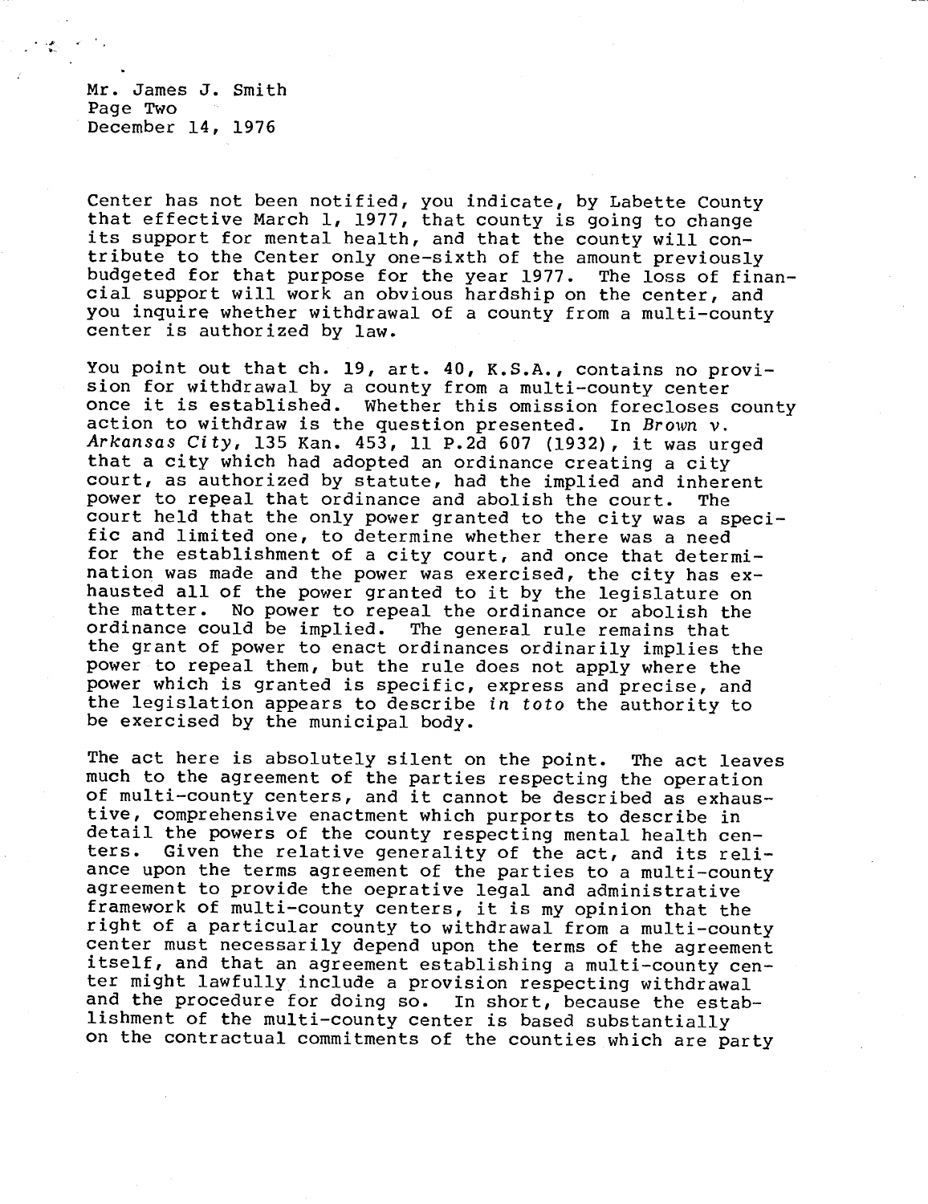Center has not been notified, you indicate, by Labette County that effective March 1, 1977, that county is going to change its support for mental health, and that the county will contribute to the Center only one-sixth of the amount previously budgeted for that purpose for the year 1977. The loss of financial support will work an obvious hardship on the center, and you inquire whether withdrawal of a county from a multi-county center is authorized by law.

You point out that ch. 19, art. 40, K.S.A., contains no provision for withdrawal by a county from a multi-county center once it is established. Whether this omission forecloses county action to withdraw is the question presented. In *Brown v. Arkansas City*, 135 Kan. 453, 11 P.2d 607 (1932), it was urged that a city which had adopted an ordinance creating a city court, as authorized by statute, had the implied and inherent power to repeal that ordinance and abolish the court. The court held that the only power granted to the city was a specific and limited one, to determine whether there was a need for the establishment of a city court, and once that determination was made and the power was exercised, the city has exhausted all of the power granted to it by the legislature on the matter. No power to repeal the ordinance or abolish the ordinance could be implied. The general rule remains that the grant of power to enact ordinances ordinarily implies the power to repeal them, but the rule does not apply where the power which is granted is specific, express and precise, and the legislation appears to describe *in toto* the authority to be exercised by the municipal body.

The act here is absolutely silent on the point. The act leaves much to the agreement of the parties respecting the operation of multi-county centers, and it cannot be described as exhaustive, comprehensive enactment which purports to describe in detail the powers of the county respecting mental health centers. Given the relative generality of the act, and its reliance upon the terms agreement of the parties to a multi-county agreement to provide the oeprative legal and administrative framework of multi-county centers, it is my opinion that the right of a particular county to withdrawal from a multi-county center must necessarily depend upon the terms of the agreement itself, and that an agreement establishing a multi-county center might lawfully include a provision respecting withdrawal and the procedure for doing so. In short, because the establishment of the multi-county center is based substantially on the contractual commitments of the counties which are party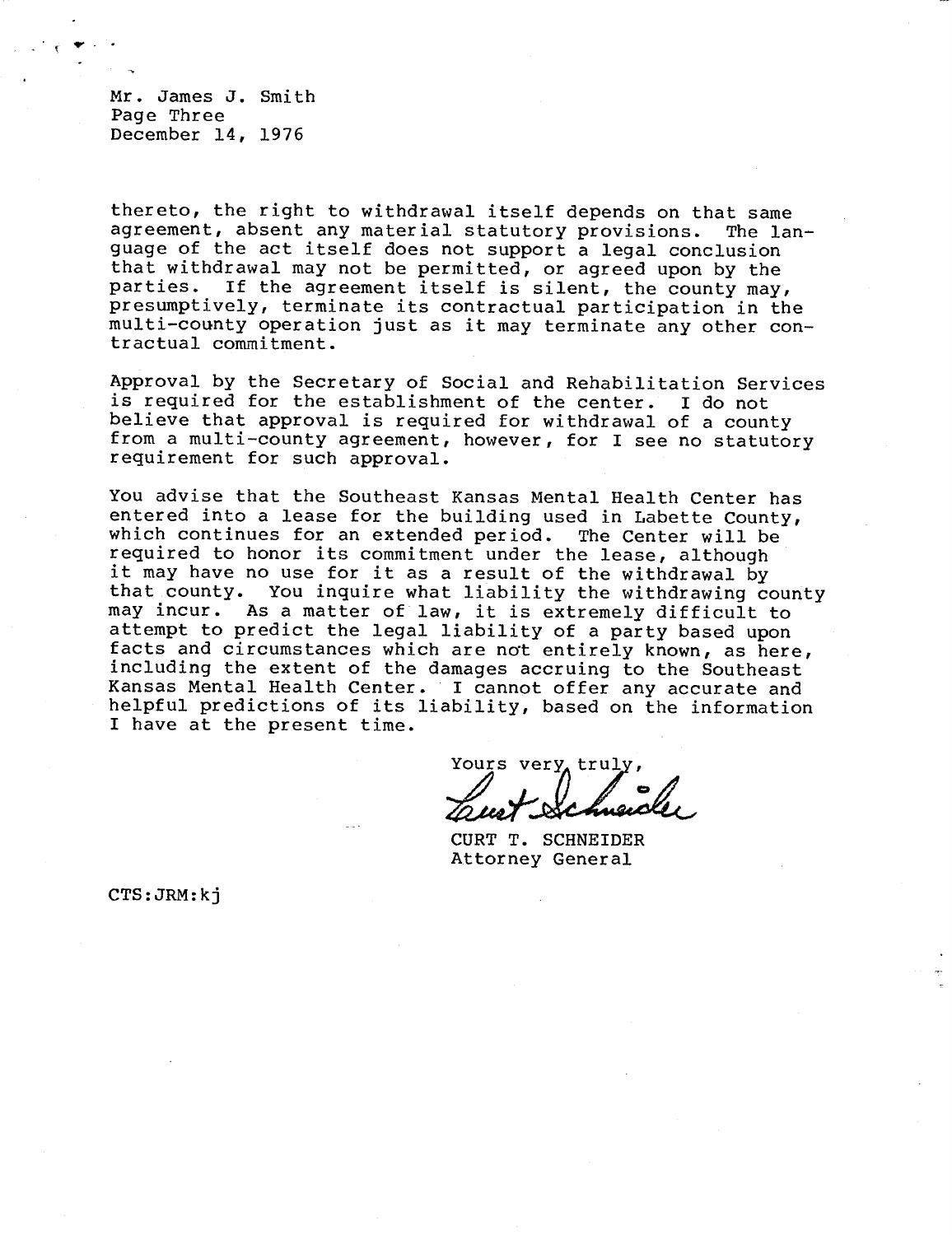Mr. James J. Smith
Page Three
December 14, 1976

thereto, the right to withdrawal itself depends on that same agreement, absent any material statutory provisions. The language of the act itself does not support a legal conclusion that withdrawal may not be permitted, or agreed upon by the parties. If the agreement itself is silent, the county may, presumptively, terminate its contractual participation in the multi-county operation just as it may terminate any other contractual commitment.

Approval by the Secretary of Social and Rehabilitation Services is required for the establishment of the center. I do not believe that approval is required for withdrawal of a county from a multi-county agreement, however, for I see no statutory requirement for such approval.

You advise that the Southeast Kansas Mental Health Center has entered into a lease for the building used in Labette County, which continues for an extended period. The Center will be required to honor its commitment under the lease, although it may have no use for it as a result of the withdrawal by that county. You inquire what liability the withdrawing county may incur. As a matter of law, it is extremely difficult to attempt to predict the legal liability of a party based upon facts and circumstances which are not entirely known, as here, including the extent of the damages accruing to the Southeast Kansas Mental Health Center. I cannot offer any accurate and helpful predictions of its liability, based on the information I have at the present time.

Yours very truly,

Curt Schneider

CURT T. SCHNEIDER
Attorney General

CTS:JRM:kj